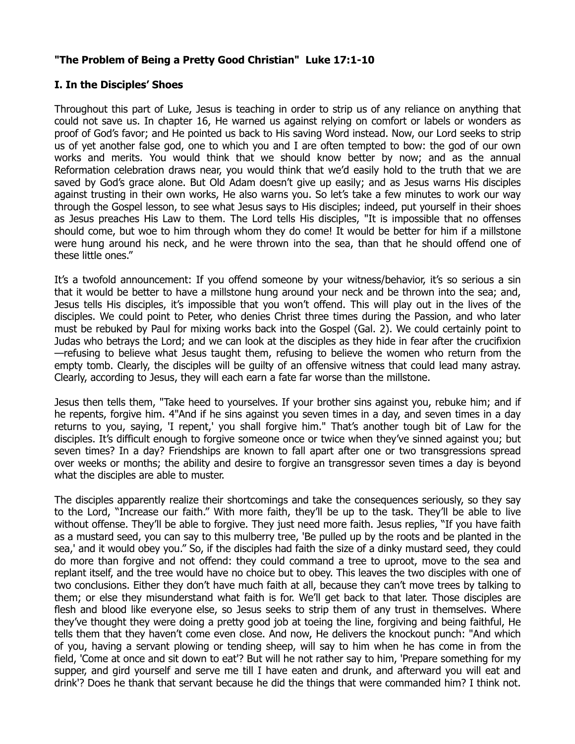**"The Problem of Being a Pretty Good Christian" Luke 17:1-10**

**I. In the Disciples' Shoes**

Throughout this part of Luke, Jesus is teaching in order to strip us of any reliance on anything that could not save us. In chapter 16, He warned us against relying on comfort or labels or wonders as proof of God's favor; and He pointed us back to His saving Word instead. Now, our Lord seeks to strip us of yet another false god, one to which you and I are often tempted to bow: the god of our own works and merits. You would think that we should know better by now; and as the annual Reformation celebration draws near, you would think that we'd easily hold to the truth that we are saved by God's grace alone. But Old Adam doesn't give up easily; and as Jesus warns His disciples against trusting in their own works, He also warns you. So let's take a few minutes to work our way through the Gospel lesson, to see what Jesus says to His disciples; indeed, put yourself in their shoes as Jesus preaches His Law to them. The Lord tells His disciples, "It is impossible that no offenses should come, but woe to him through whom they do come! It would be better for him if a millstone were hung around his neck, and he were thrown into the sea, than that he should offend one of these little ones."

It's a twofold announcement: If you offend someone by your witness/behavior, it's so serious a sin that it would be better to have a millstone hung around your neck and be thrown into the sea; and, Jesus tells His disciples, it's impossible that you won't offend. This will play out in the lives of the disciples. We could point to Peter, who denies Christ three times during the Passion, and who later must be rebuked by Paul for mixing works back into the Gospel (Gal. 2). We could certainly point to Judas who betrays the Lord; and we can look at the disciples as they hide in fear after the crucifixion—refusing to believe what Jesus taught them, refusing to believe the women who return from the empty tomb. Clearly, the disciples will be guilty of an offensive witness that could lead many astray. Clearly, according to Jesus, they will each earn a fate far worse than the millstone.

Jesus then tells them, "Take heed to yourselves. If your brother sins against you, rebuke him; and if he repents, forgive him. 4"And if he sins against you seven times in a day, and seven times in a day returns to you, saying, 'I repent,' you shall forgive him." That's another tough bit of Law for the disciples. It's difficult enough to forgive someone once or twice when they've sinned against you; but seven times? In a day? Friendships are known to fall apart after one or two transgressions spread over weeks or months; the ability and desire to forgive an transgressor seven times a day is beyond what the disciples are able to muster.

The disciples apparently realize their shortcomings and take the consequences seriously, so they say to the Lord, "Increase our faith." With more faith, they'll be up to the task. They'll be able to live without offense. They'll be able to forgive. They just need more faith. Jesus replies, "If you have faith as a mustard seed, you can say to this mulberry tree, 'Be pulled up by the roots and be planted in the sea,' and it would obey you." So, if the disciples had faith the size of a dinky mustard seed, they could do more than forgive and not offend: they could command a tree to uproot, move to the sea and replant itself, and the tree would have no choice but to obey. This leaves the two disciples with one of two conclusions. Either they don't have much faith at all, because they can't move trees by talking to them; or else they misunderstand what faith is for. We'll get back to that later. Those disciples are flesh and blood like everyone else, so Jesus seeks to strip them of any trust in themselves. Where they've thought they were doing a pretty good job at toeing the line, forgiving and being faithful, He tells them that they haven't come even close. And now, He delivers the knockout punch: "And which of you, having a servant plowing or tending sheep, will say to him when he has come in from the field, 'Come at once and sit down to eat'? But will he not rather say to him, 'Prepare something for my supper, and gird yourself and serve me till I have eaten and drunk, and afterward you will eat and drink'? Does he thank that servant because he did the things that were commanded him? I think not.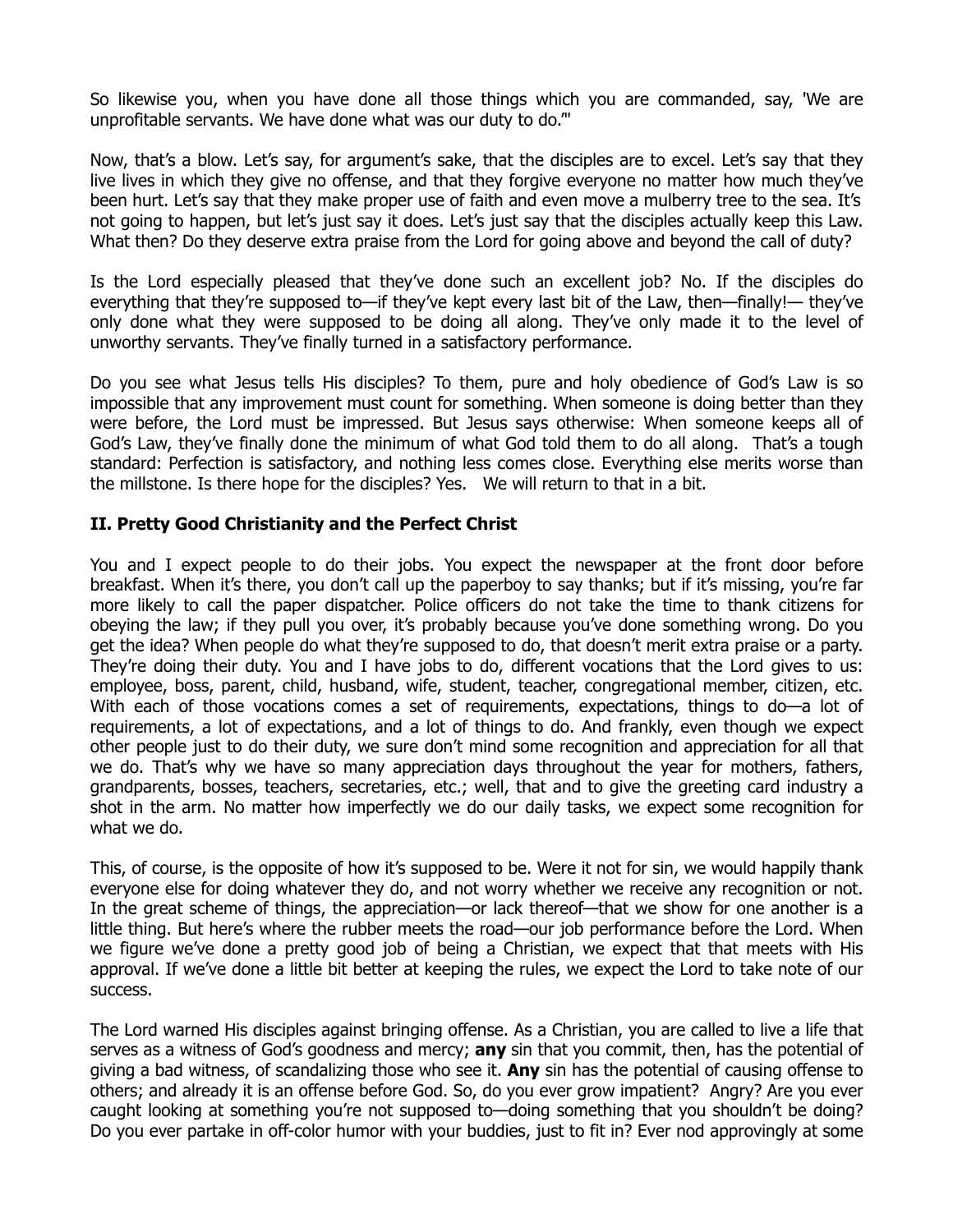So likewise you, when you have done all those things which you are commanded, say, 'We are unprofitable servants. We have done what was our duty to do.'"

Now, that's a blow. Let's say, for argument's sake, that the disciples are to excel. Let's say that they live lives in which they give no offense, and that they forgive everyone no matter how much they've been hurt. Let's say that they make proper use of faith and even move a mulberry tree to the sea. It's not going to happen, but let's just say it does. Let's just say that the disciples actually keep this Law. What then? Do they deserve extra praise from the Lord for going above and beyond the call of duty?

Is the Lord especially pleased that they've done such an excellent job? No. If the disciples do everything that they're supposed to—if they've kept every last bit of the Law, then—finally!— they've only done what they were supposed to be doing all along. They've only made it to the level of unworthy servants. They've finally turned in a satisfactory performance.

Do you see what Jesus tells His disciples? To them, pure and holy obedience of God's Law is so impossible that any improvement must count for something. When someone is doing better than they were before, the Lord must be impressed. But Jesus says otherwise: When someone keeps all of God's Law, they've finally done the minimum of what God told them to do all along. That's a tough standard: Perfection is satisfactory, and nothing less comes close. Everything else merits worse than the millstone. Is there hope for the disciples? Yes. We will return to that in a bit.

## II. Pretty Good Christianity and the Perfect Christ

You and I expect people to do their jobs. You expect the newspaper at the front door before breakfast. When it's there, you don't call up the paperboy to say thanks; but if it's missing, you're far more likely to call the paper dispatcher. Police officers do not take the time to thank citizens for obeying the law; if they pull you over, it's probably because you've done something wrong. Do you get the idea? When people do what they're supposed to do, that doesn't merit extra praise or a party. They're doing their duty. You and I have jobs to do, different vocations that the Lord gives to us: employee, boss, parent, child, husband, wife, student, teacher, congregational member, citizen, etc. With each of those vocations comes a set of requirements, expectations, things to do—a lot of requirements, a lot of expectations, and a lot of things to do. And frankly, even though we expect other people just to do their duty, we sure don't mind some recognition and appreciation for all that we do. That's why we have so many appreciation days throughout the year for mothers, fathers, grandparents, bosses, teachers, secretaries, etc.; well, that and to give the greeting card industry a shot in the arm. No matter how imperfectly we do our daily tasks, we expect some recognition for what we do.

This, of course, is the opposite of how it's supposed to be. Were it not for sin, we would happily thank everyone else for doing whatever they do, and not worry whether we receive any recognition or not. In the great scheme of things, the appreciation—or lack thereof—that we show for one another is a little thing. But here's where the rubber meets the road—our job performance before the Lord. When we figure we've done a pretty good job of being a Christian, we expect that that meets with His approval. If we've done a little bit better at keeping the rules, we expect the Lord to take note of our success.

The Lord warned His disciples against bringing offense. As a Christian, you are called to live a life that serves as a witness of God's goodness and mercy; **any** sin that you commit, then, has the potential of giving a bad witness, of scandalizing those who see it. **Any** sin has the potential of causing offense to others; and already it is an offense before God. So, do you ever grow impatient? Angry? Are you ever caught looking at something you're not supposed to—doing something that you shouldn't be doing? Do you ever partake in off-color humor with your buddies, just to fit in? Ever nod approvingly at some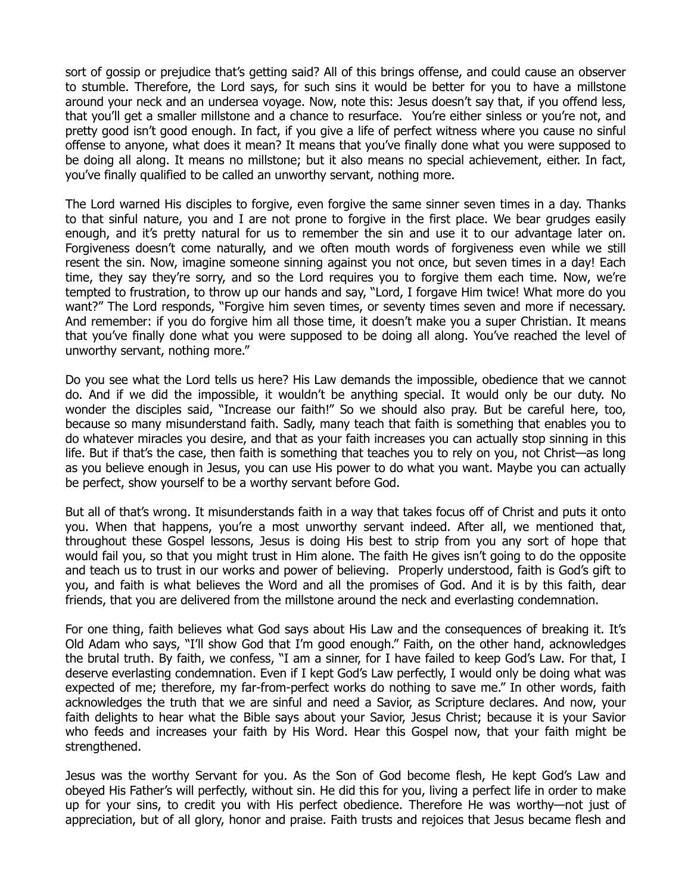sort of gossip or prejudice that's getting said? All of this brings offense, and could cause an observer to stumble. Therefore, the Lord says, for such sins it would be better for you to have a millstone around your neck and an undersea voyage. Now, note this: Jesus doesn't say that, if you offend less, that you'll get a smaller millstone and a chance to resurface. You're either sinless or you're not, and pretty good isn't good enough. In fact, if you give a life of perfect witness where you cause no sinful offense to anyone, what does it mean? It means that you've finally done what you were supposed to be doing all along. It means no millstone; but it also means no special achievement, either. In fact, you've finally qualified to be called an unworthy servant, nothing more.

The Lord warned His disciples to forgive, even forgive the same sinner seven times in a day. Thanks to that sinful nature, you and I are not prone to forgive in the first place. We bear grudges easily enough, and it's pretty natural for us to remember the sin and use it to our advantage later on. Forgiveness doesn't come naturally, and we often mouth words of forgiveness even while we still resent the sin. Now, imagine someone sinning against you not once, but seven times in a day! Each time, they say they're sorry, and so the Lord requires you to forgive them each time. Now, we're tempted to frustration, to throw up our hands and say, "Lord, I forgave Him twice! What more do you want?" The Lord responds, "Forgive him seven times, or seventy times seven and more if necessary. And remember: if you do forgive him all those time, it doesn't make you a super Christian. It means that you've finally done what you were supposed to be doing all along. You've reached the level of unworthy servant, nothing more."

Do you see what the Lord tells us here? His Law demands the impossible, obedience that we cannot do. And if we did the impossible, it wouldn't be anything special. It would only be our duty. No wonder the disciples said, "Increase our faith!" So we should also pray. But be careful here, too, because so many misunderstand faith. Sadly, many teach that faith is something that enables you to do whatever miracles you desire, and that as your faith increases you can actually stop sinning in this life. But if that's the case, then faith is something that teaches you to rely on you, not Christ—as long as you believe enough in Jesus, you can use His power to do what you want. Maybe you can actually be perfect, show yourself to be a worthy servant before God.

But all of that's wrong. It misunderstands faith in a way that takes focus off of Christ and puts it onto you. When that happens, you're a most unworthy servant indeed. After all, we mentioned that, throughout these Gospel lessons, Jesus is doing His best to strip from you any sort of hope that would fail you, so that you might trust in Him alone. The faith He gives isn't going to do the opposite and teach us to trust in our works and power of believing. Properly understood, faith is God's gift to you, and faith is what believes the Word and all the promises of God. And it is by this faith, dear friends, that you are delivered from the millstone around the neck and everlasting condemnation.

For one thing, faith believes what God says about His Law and the consequences of breaking it. It's Old Adam who says, "I'll show God that I'm good enough." Faith, on the other hand, acknowledges the brutal truth. By faith, we confess, "I am a sinner, for I have failed to keep God's Law. For that, I deserve everlasting condemnation. Even if I kept God's Law perfectly, I would only be doing what was expected of me; therefore, my far-from-perfect works do nothing to save me." In other words, faith acknowledges the truth that we are sinful and need a Savior, as Scripture declares. And now, your faith delights to hear what the Bible says about your Savior, Jesus Christ; because it is your Savior who feeds and increases your faith by His Word. Hear this Gospel now, that your faith might be strengthened.

Jesus was the worthy Servant for you. As the Son of God become flesh, He kept God's Law and obeyed His Father's will perfectly, without sin. He did this for you, living a perfect life in order to make up for your sins, to credit you with His perfect obedience. Therefore He was worthy—not just of appreciation, but of all glory, honor and praise. Faith trusts and rejoices that Jesus became flesh and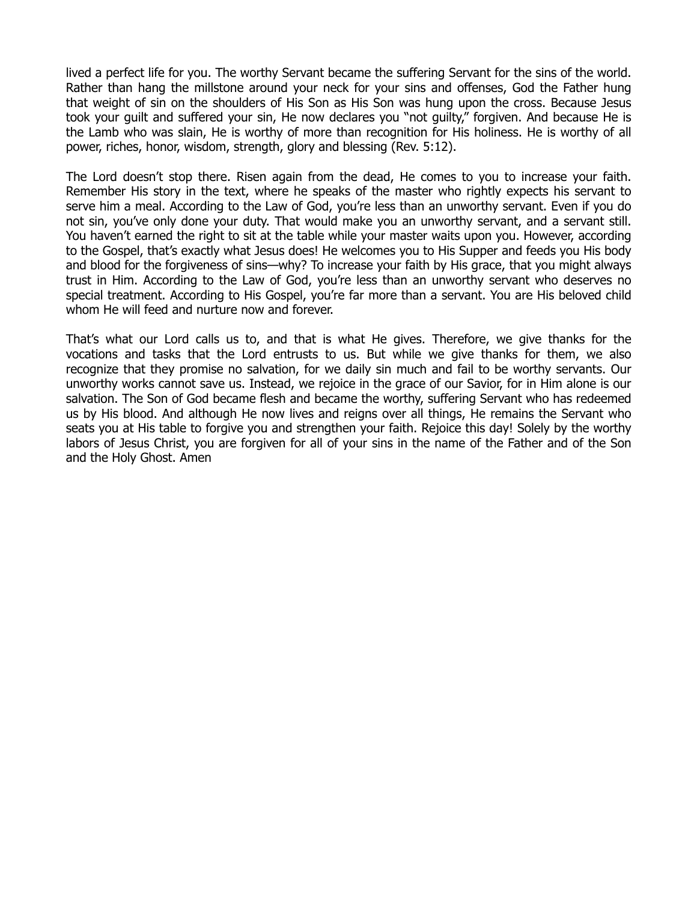lived a perfect life for you. The worthy Servant became the suffering Servant for the sins of the world. Rather than hang the millstone around your neck for your sins and offenses, God the Father hung that weight of sin on the shoulders of His Son as His Son was hung upon the cross. Because Jesus took your guilt and suffered your sin, He now declares you "not guilty," forgiven. And because He is the Lamb who was slain, He is worthy of more than recognition for His holiness. He is worthy of all power, riches, honor, wisdom, strength, glory and blessing (Rev. 5:12).

The Lord doesn't stop there. Risen again from the dead, He comes to you to increase your faith. Remember His story in the text, where he speaks of the master who rightly expects his servant to serve him a meal. According to the Law of God, you're less than an unworthy servant. Even if you do not sin, you've only done your duty. That would make you an unworthy servant, and a servant still. You haven't earned the right to sit at the table while your master waits upon you. However, according to the Gospel, that's exactly what Jesus does! He welcomes you to His Supper and feeds you His body and blood for the forgiveness of sins—why? To increase your faith by His grace, that you might always trust in Him. According to the Law of God, you're less than an unworthy servant who deserves no special treatment. According to His Gospel, you're far more than a servant. You are His beloved child whom He will feed and nurture now and forever.

That's what our Lord calls us to, and that is what He gives. Therefore, we give thanks for the vocations and tasks that the Lord entrusts to us. But while we give thanks for them, we also recognize that they promise no salvation, for we daily sin much and fail to be worthy servants. Our unworthy works cannot save us. Instead, we rejoice in the grace of our Savior, for in Him alone is our salvation. The Son of God became flesh and became the worthy, suffering Servant who has redeemed us by His blood. And although He now lives and reigns over all things, He remains the Servant who seats you at His table to forgive you and strengthen your faith. Rejoice this day! Solely by the worthy labors of Jesus Christ, you are forgiven for all of your sins in the name of the Father and of the Son and the Holy Ghost. Amen